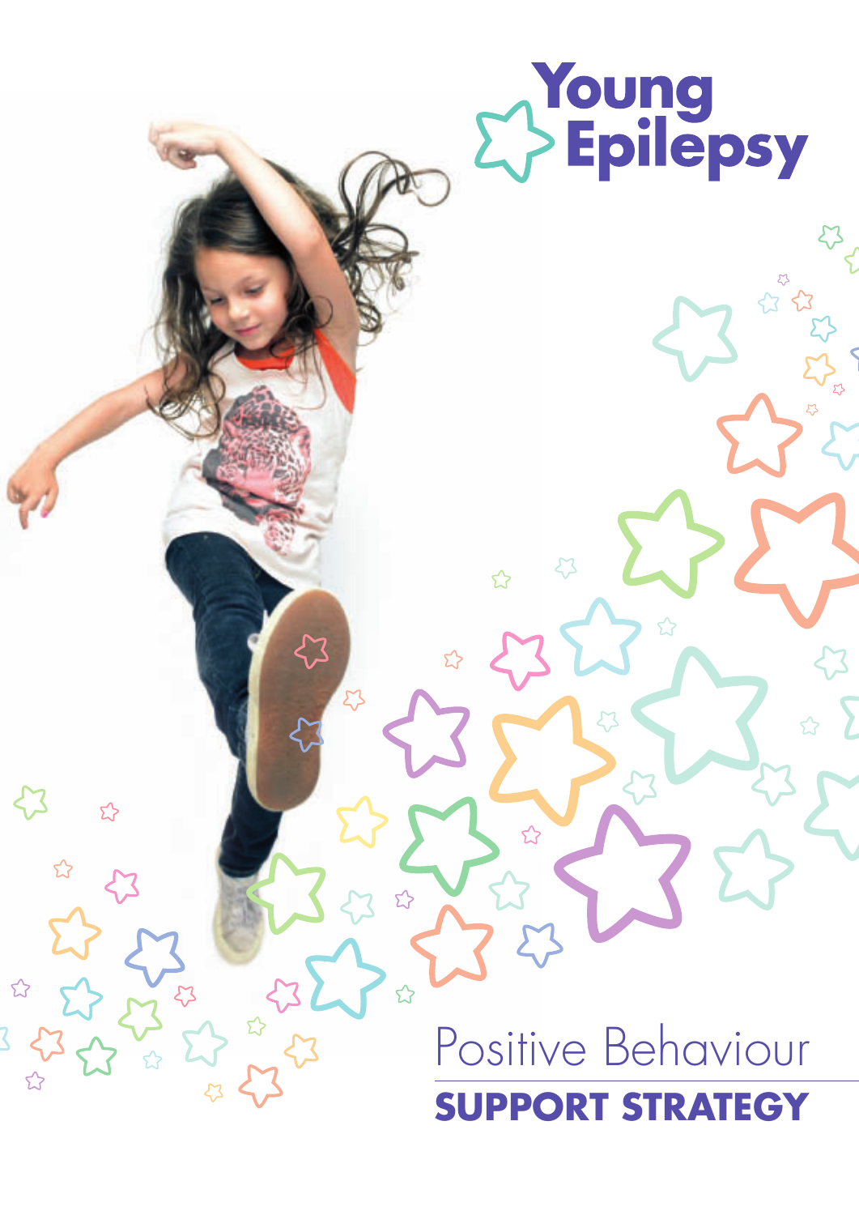Young Epilepsy

# Positive Behaviour

## SUPPORT STRATEGY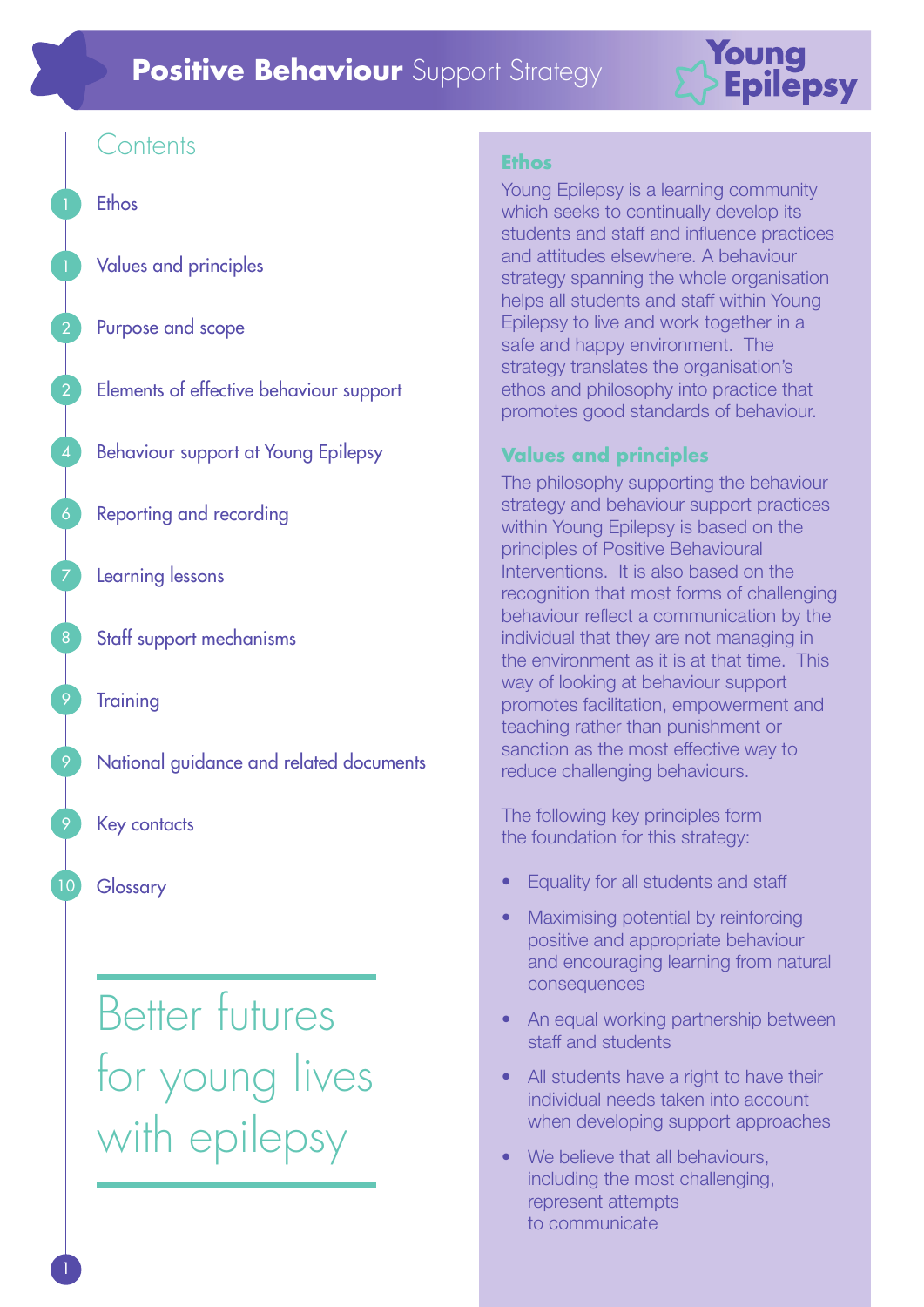# **Positive Behaviour** Support Strategy

Young Epilepsy

## Contents

| | |
|---|---|
| 1 | Ethos |
| 1 | Values and principles |
| 2 | Purpose and scope |
| 2 | Elements of effective behaviour support |
| 4 | Behaviour support at Young Epilepsy |
| 6 | Reporting and recording |
| 7 | Learning lessons |
| 8 | Staff support mechanisms |
| 9 | Training |
| 9 | National guidance and related documents |
| 9 | Key contacts |
| 10 | Glossary |

Better futures for young lives with epilepsy

## Ethos

Young Epilepsy is a learning community which seeks to continually develop its students and staff and influence practices and attitudes elsewhere. A behaviour strategy spanning the whole organisation helps all students and staff within Young Epilepsy to live and work together in a safe and happy environment. The strategy translates the organisation's ethos and philosophy into practice that promotes good standards of behaviour.

## Values and principles

The philosophy supporting the behaviour strategy and behaviour support practices within Young Epilepsy is based on the principles of Positive Behavioural Interventions. It is also based on the recognition that most forms of challenging behaviour reflect a communication by the individual that they are not managing in the environment as it is at that time. This way of looking at behaviour support promotes facilitation, empowerment and teaching rather than punishment or sanction as the most effective way to reduce challenging behaviours.

The following key principles form the foundation for this strategy:

- Equality for all students and staff
- Maximising potential by reinforcing positive and appropriate behaviour and encouraging learning from natural consequences
- An equal working partnership between staff and students
- All students have a right to have their individual needs taken into account when developing support approaches
- We believe that all behaviours, including the most challenging, represent attempts to communicate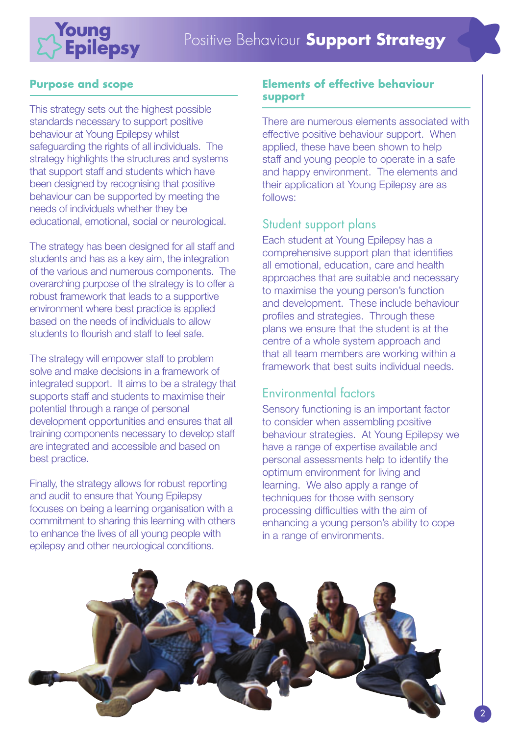## Purpose and scope

This strategy sets out the highest possible standards necessary to support positive behaviour at Young Epilepsy whilst safeguarding the rights of all individuals. The strategy highlights the structures and systems that support staff and students which have been designed by recognising that positive behaviour can be supported by meeting the needs of individuals whether they be educational, emotional, social or neurological.

The strategy has been designed for all staff and students and has as a key aim, the integration of the various and numerous components. The overarching purpose of the strategy is to offer a robust framework that leads to a supportive environment where best practice is applied based on the needs of individuals to allow students to flourish and staff to feel safe.

The strategy will empower staff to problem solve and make decisions in a framework of integrated support. It aims to be a strategy that supports staff and students to maximise their potential through a range of personal development opportunities and ensures that all training components necessary to develop staff are integrated and accessible and based on best practice.

Finally, the strategy allows for robust reporting and audit to ensure that Young Epilepsy focuses on being a learning organisation with a commitment to sharing this learning with others to enhance the lives of all young people with epilepsy and other neurological conditions.

## Elements of effective behaviour support

There are numerous elements associated with effective positive behaviour support. When applied, these have been shown to help staff and young people to operate in a safe and happy environment. The elements and their application at Young Epilepsy are as follows:

### Student support plans

Each student at Young Epilepsy has a comprehensive support plan that identifies all emotional, education, care and health approaches that are suitable and necessary to maximise the young person's function and development. These include behaviour profiles and strategies. Through these plans we ensure that the student is at the centre of a whole system approach and that all team members are working within a framework that best suits individual needs.

### Environmental factors

Sensory functioning is an important factor to consider when assembling positive behaviour strategies. At Young Epilepsy we have a range of expertise available and personal assessments help to identify the optimum environment for living and learning. We also apply a range of techniques for those with sensory processing difficulties with the aim of enhancing a young person's ability to cope in a range of environments.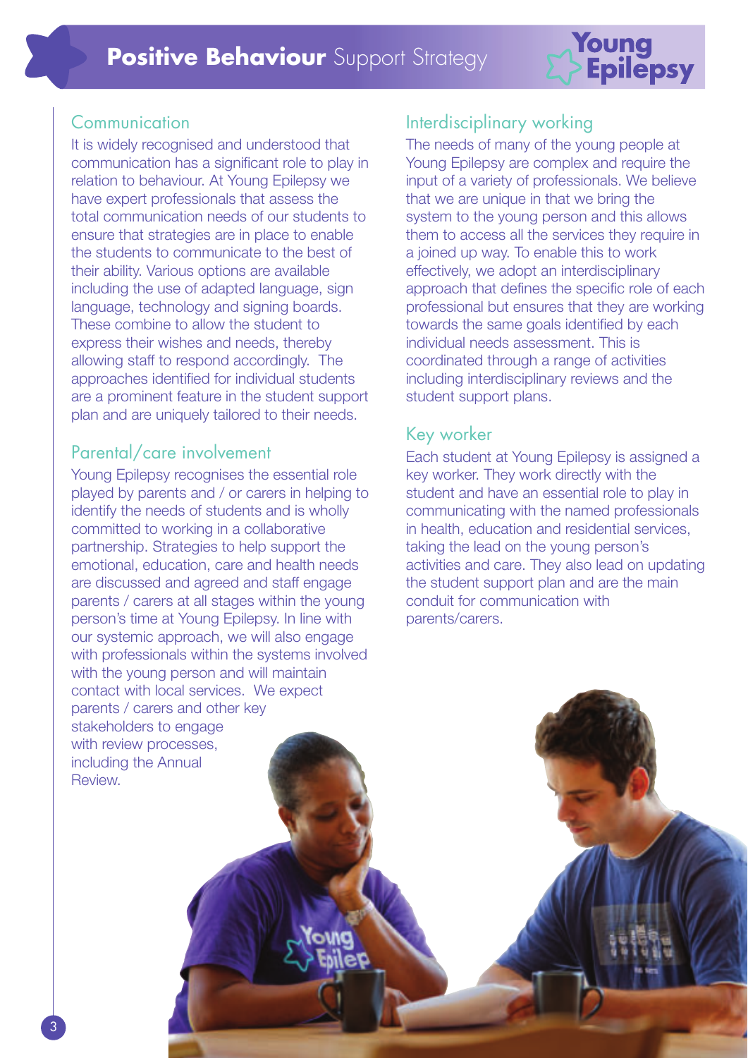## Communication

It is widely recognised and understood that communication has a significant role to play in relation to behaviour. At Young Epilepsy we have expert professionals that assess the total communication needs of our students to ensure that strategies are in place to enable the students to communicate to the best of their ability. Various options are available including the use of adapted language, sign language, technology and signing boards. These combine to allow the student to express their wishes and needs, thereby allowing staff to respond accordingly. The approaches identified for individual students are a prominent feature in the student support plan and are uniquely tailored to their needs.

## Parental/care involvement

Young Epilepsy recognises the essential role played by parents and / or carers in helping to identify the needs of students and is wholly committed to working in a collaborative partnership. Strategies to help support the emotional, education, care and health needs are discussed and agreed and staff engage parents / carers at all stages within the young person's time at Young Epilepsy. In line with our systemic approach, we will also engage with professionals within the systems involved with the young person and will maintain contact with local services. We expect parents / carers and other key stakeholders to engage with review processes, including the Annual Review.

## Interdisciplinary working

The needs of many of the young people at Young Epilepsy are complex and require the input of a variety of professionals. We believe that we are unique in that we bring the system to the young person and this allows them to access all the services they require in a joined up way. To enable this to work effectively, we adopt an interdisciplinary approach that defines the specific role of each professional but ensures that they are working towards the same goals identified by each individual needs assessment. This is coordinated through a range of activities including interdisciplinary reviews and the student support plans.

## Key worker

Each student at Young Epilepsy is assigned a key worker. They work directly with the student and have an essential role to play in communicating with the named professionals in health, education and residential services, taking the lead on the young person's activities and care. They also lead on updating the student support plan and are the main conduit for communication with parents/carers.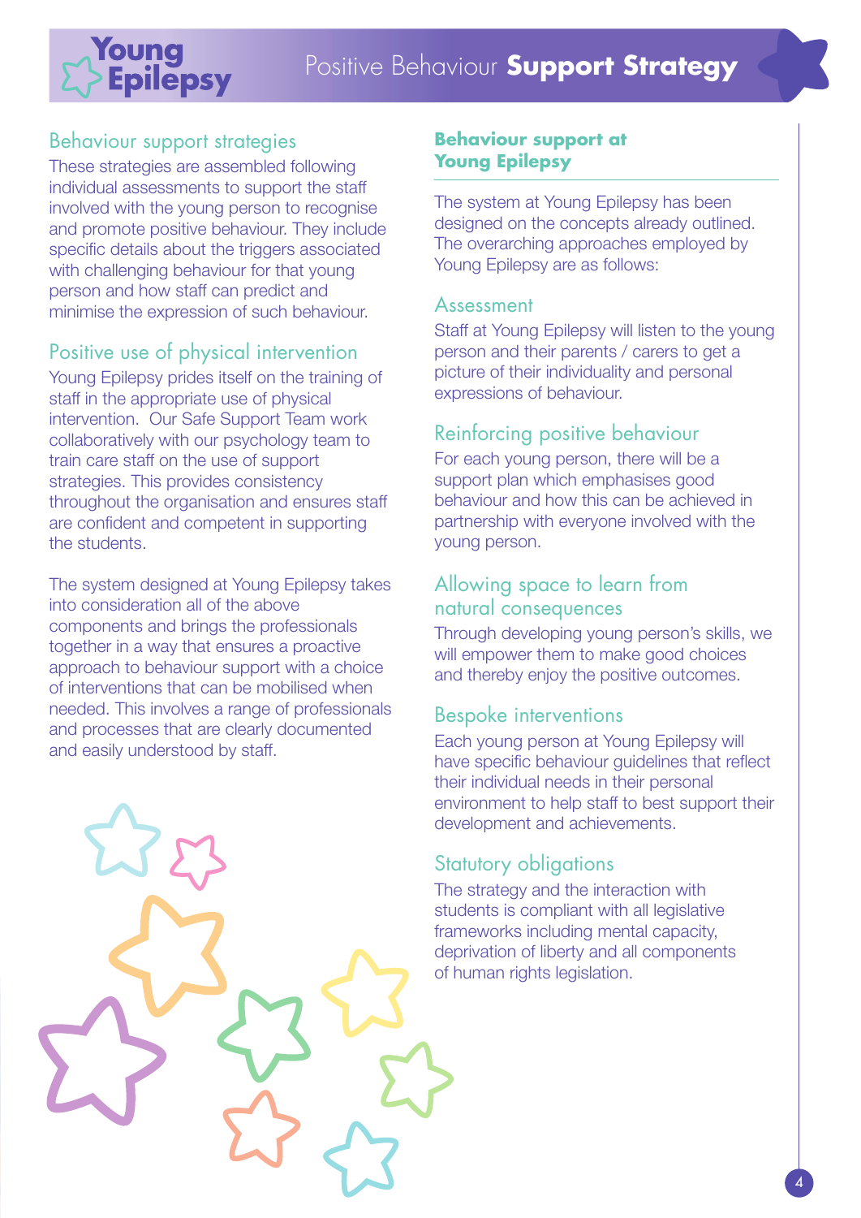## Behaviour support strategies

These strategies are assembled following individual assessments to support the staff involved with the young person to recognise and promote positive behaviour. They include specific details about the triggers associated with challenging behaviour for that young person and how staff can predict and minimise the expression of such behaviour.

## Positive use of physical intervention

Young Epilepsy prides itself on the training of staff in the appropriate use of physical intervention. Our Safe Support Team work collaboratively with our psychology team to train care staff on the use of support strategies. This provides consistency throughout the organisation and ensures staff are confident and competent in supporting the students.

The system designed at Young Epilepsy takes into consideration all of the above components and brings the professionals together in a way that ensures a proactive approach to behaviour support with a choice of interventions that can be mobilised when needed. This involves a range of professionals and processes that are clearly documented and easily understood by staff.

## Behaviour support at Young Epilepsy

The system at Young Epilepsy has been designed on the concepts already outlined. The overarching approaches employed by Young Epilepsy are as follows:

### Assessment

Staff at Young Epilepsy will listen to the young person and their parents / carers to get a picture of their individuality and personal expressions of behaviour.

### Reinforcing positive behaviour

For each young person, there will be a support plan which emphasises good behaviour and how this can be achieved in partnership with everyone involved with the young person.

### Allowing space to learn from natural consequences

Through developing young person's skills, we will empower them to make good choices and thereby enjoy the positive outcomes.

### Bespoke interventions

Each young person at Young Epilepsy will have specific behaviour guidelines that reflect their individual needs in their personal environment to help staff to best support their development and achievements.

### Statutory obligations

The strategy and the interaction with students is compliant with all legislative frameworks including mental capacity, deprivation of liberty and all components of human rights legislation.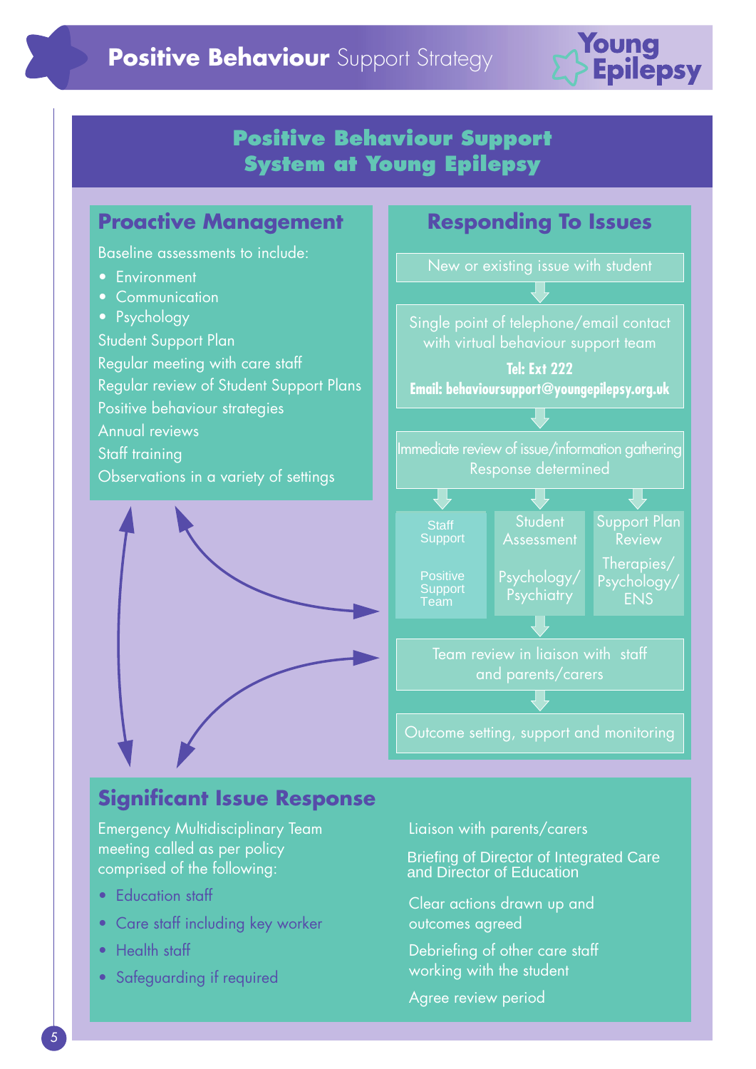# Positive Behaviour Support System at Young Epilepsy

## Proactive Management

Baseline assessments to include:

- Environment
- Communication
- Psychology

Student Support Plan

Regular meeting with care staff

Regular review of Student Support Plans

Positive behaviour strategies

Annual reviews

Staff training

Observations in a variety of settings

## Responding To Issues

New or existing issue with student

Single point of telephone/email contact with virtual behaviour support team

**Tel: Ext 222**

**Email: behavioursupport@youngepilepsy.org.uk**

Immediate review of issue/information gathering
Response determined

- Staff Support – Positive Support Team
- Student Assessment – Psychology/ Psychiatry
- Support Plan Review – Therapies/ Psychology/ ENS

Team review in liaison with staff and parents/carers

Outcome setting, support and monitoring

## Significant Issue Response

Emergency Multidisciplinary Team meeting called as per policy comprised of the following:

- Education staff
- Care staff including key worker
- Health staff
- Safeguarding if required

Liaison with parents/carers

Briefing of Director of Integrated Care and Director of Education

Clear actions drawn up and outcomes agreed

Debriefing of other care staff working with the student

Agree review period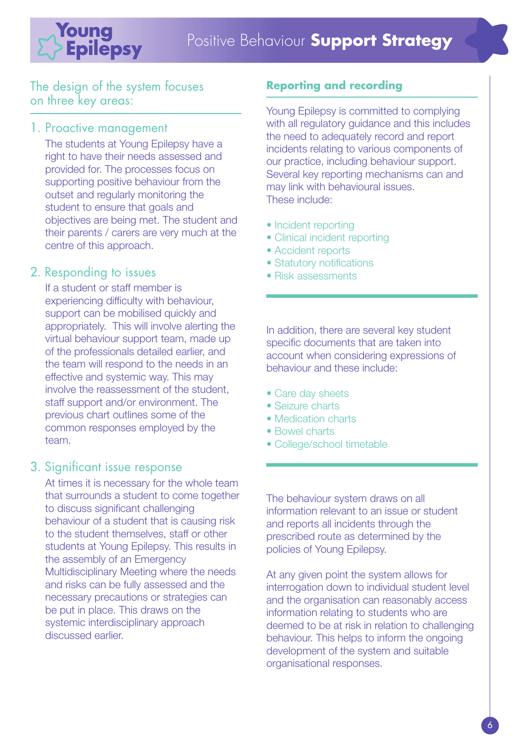The design of the system focuses on three key areas:

## 1. Proactive management

The students at Young Epilepsy have a right to have their needs assessed and provided for. The processes focus on supporting positive behaviour from the outset and regularly monitoring the student to ensure that goals and objectives are being met. The student and their parents / carers are very much at the centre of this approach.

## 2. Responding to issues

If a student or staff member is experiencing difficulty with behaviour, support can be mobilised quickly and appropriately. This will involve alerting the virtual behaviour support team, made up of the professionals detailed earlier, and the team will respond to the needs in an effective and systemic way. This may involve the reassessment of the student, staff support and/or environment. The previous chart outlines some of the common responses employed by the team.

## 3. Significant issue response

At times it is necessary for the whole team that surrounds a student to come together to discuss significant challenging behaviour of a student that is causing risk to the student themselves, staff or other students at Young Epilepsy. This results in the assembly of an Emergency Multidisciplinary Meeting where the needs and risks can be fully assessed and the necessary precautions or strategies can be put in place. This draws on the systemic interdisciplinary approach discussed earlier.

## Reporting and recording

Young Epilepsy is committed to complying with all regulatory guidance and this includes the need to adequately record and report incidents relating to various components of our practice, including behaviour support. Several key reporting mechanisms can and may link with behavioural issues.
These include:

- Incident reporting
- Clinical incident reporting
- Accident reports
- Statutory notifications
- Risk assessments

In addition, there are several key student specific documents that are taken into account when considering expressions of behaviour and these include:

- Care day sheets
- Seizure charts
- Medication charts
- Bowel charts
- College/school timetable

The behaviour system draws on all information relevant to an issue or student and reports all incidents through the prescribed route as determined by the policies of Young Epilepsy.

At any given point the system allows for interrogation down to individual student level and the organisation can reasonably access information relating to students who are deemed to be at risk in relation to challenging behaviour. This helps to inform the ongoing development of the system and suitable organisational responses.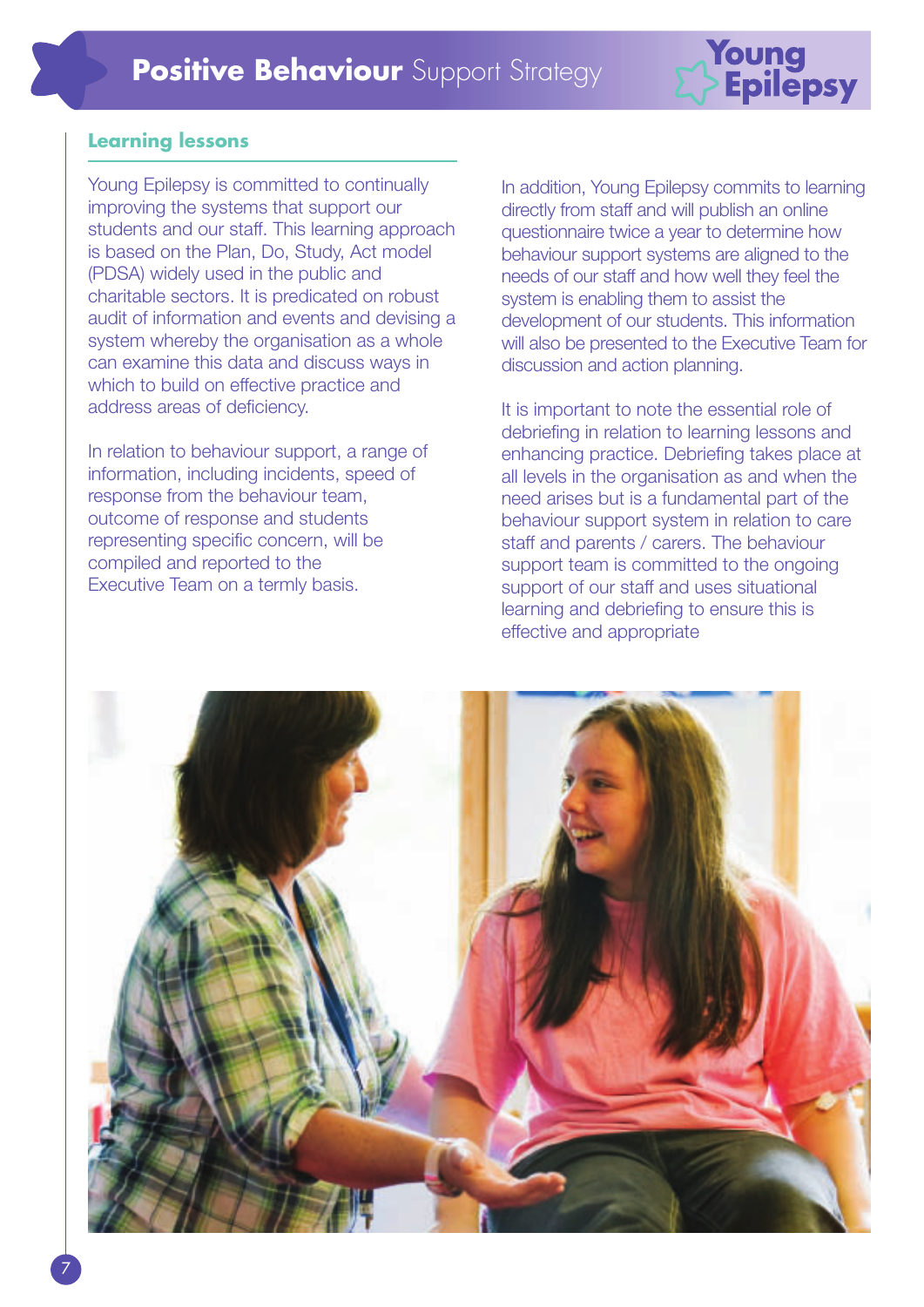## Learning lessons

Young Epilepsy is committed to continually improving the systems that support our students and our staff. This learning approach is based on the Plan, Do, Study, Act model (PDSA) widely used in the public and charitable sectors. It is predicated on robust audit of information and events and devising a system whereby the organisation as a whole can examine this data and discuss ways in which to build on effective practice and address areas of deficiency.

In relation to behaviour support, a range of information, including incidents, speed of response from the behaviour team, outcome of response and students representing specific concern, will be compiled and reported to the Executive Team on a termly basis.

In addition, Young Epilepsy commits to learning directly from staff and will publish an online questionnaire twice a year to determine how behaviour support systems are aligned to the needs of our staff and how well they feel the system is enabling them to assist the development of our students. This information will also be presented to the Executive Team for discussion and action planning.

It is important to note the essential role of debriefing in relation to learning lessons and enhancing practice. Debriefing takes place at all levels in the organisation as and when the need arises but is a fundamental part of the behaviour support system in relation to care staff and parents / carers. The behaviour support team is committed to the ongoing support of our staff and uses situational learning and debriefing to ensure this is effective and appropriate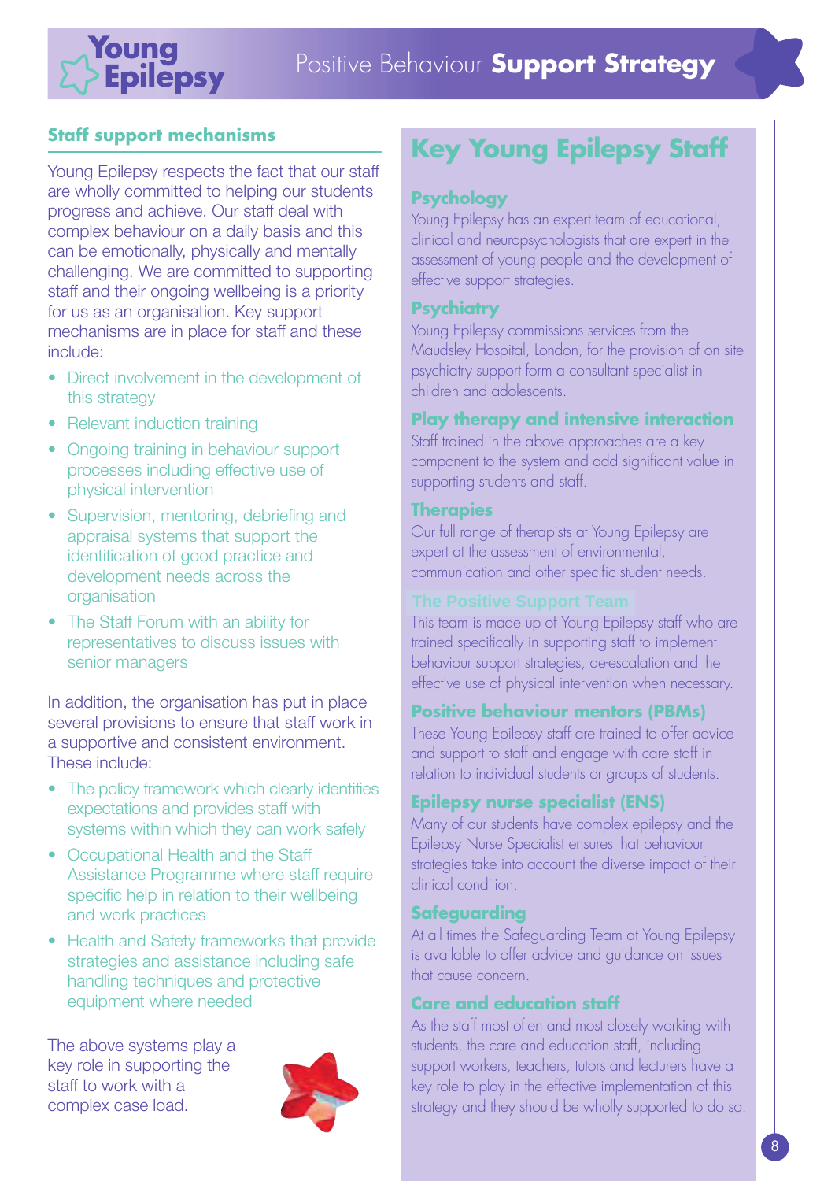## Staff support mechanisms

Young Epilepsy respects the fact that our staff are wholly committed to helping our students progress and achieve. Our staff deal with complex behaviour on a daily basis and this can be emotionally, physically and mentally challenging. We are committed to supporting staff and their ongoing wellbeing is a priority for us as an organisation. Key support mechanisms are in place for staff and these include:

- Direct involvement in the development of this strategy
- Relevant induction training
- Ongoing training in behaviour support processes including effective use of physical intervention
- Supervision, mentoring, debriefing and appraisal systems that support the identification of good practice and development needs across the organisation
- The Staff Forum with an ability for representatives to discuss issues with senior managers

In addition, the organisation has put in place several provisions to ensure that staff work in a supportive and consistent environment. These include:

- The policy framework which clearly identifies expectations and provides staff with systems within which they can work safely
- Occupational Health and the Staff Assistance Programme where staff require specific help in relation to their wellbeing and work practices
- Health and Safety frameworks that provide strategies and assistance including safe handling techniques and protective equipment where needed

The above systems play a key role in supporting the staff to work with a complex case load.

## Key Young Epilepsy Staff

### Psychology

Young Epilepsy has an expert team of educational, clinical and neuropsychologists that are expert in the assessment of young people and the development of effective support strategies.

### Psychiatry

Young Epilepsy commissions services from the Maudsley Hospital, London, for the provision of on site psychiatry support form a consultant specialist in children and adolescents.

### Play therapy and intensive interaction

Staff trained in the above approaches are a key component to the system and add significant value in supporting students and staff.

### Therapies

Our full range of therapists at Young Epilepsy are expert at the assessment of environmental, communication and other specific student needs.

### The Positive Support Team

This team is made up of Young Epilepsy staff who are trained specifically in supporting staff to implement behaviour support strategies, de-escalation and the effective use of physical intervention when necessary.

### Positive behaviour mentors (PBMs)

These Young Epilepsy staff are trained to offer advice and support to staff and engage with care staff in relation to individual students or groups of students.

### Epilepsy nurse specialist (ENS)

Many of our students have complex epilepsy and the Epilepsy Nurse Specialist ensures that behaviour strategies take into account the diverse impact of their clinical condition.

### Safeguarding

At all times the Safeguarding Team at Young Epilepsy is available to offer advice and guidance on issues that cause concern.

### Care and education staff

As the staff most often and most closely working with students, the care and education staff, including support workers, teachers, tutors and lecturers have a key role to play in the effective implementation of this strategy and they should be wholly supported to do so.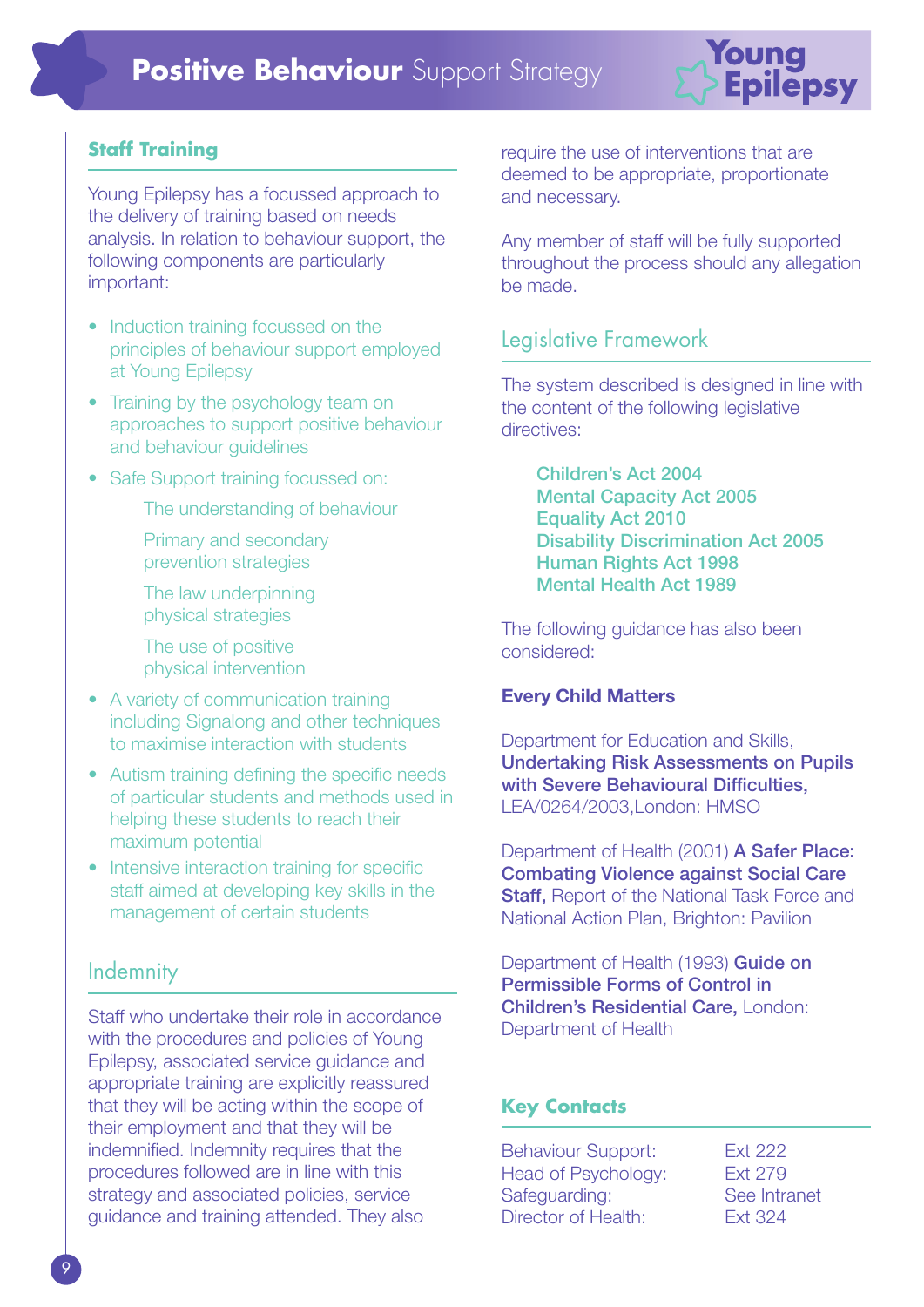## Staff Training

Young Epilepsy has a focussed approach to the delivery of training based on needs analysis. In relation to behaviour support, the following components are particularly important:

- Induction training focussed on the principles of behaviour support employed at Young Epilepsy
- Training by the psychology team on approaches to support positive behaviour and behaviour guidelines
- Safe Support training focussed on:
  - The understanding of behaviour
  - Primary and secondary prevention strategies
  - The law underpinning physical strategies
  - The use of positive physical intervention
- A variety of communication training including Signalong and other techniques to maximise interaction with students
- Autism training defining the specific needs of particular students and methods used in helping these students to reach their maximum potential
- Intensive interaction training for specific staff aimed at developing key skills in the management of certain students

## Indemnity

Staff who undertake their role in accordance with the procedures and policies of Young Epilepsy, associated service guidance and appropriate training are explicitly reassured that they will be acting within the scope of their employment and that they will be indemnified. Indemnity requires that the procedures followed are in line with this strategy and associated policies, service guidance and training attended. They also require the use of interventions that are deemed to be appropriate, proportionate and necessary.

Any member of staff will be fully supported throughout the process should any allegation be made.

## Legislative Framework

The system described is designed in line with the content of the following legislative directives:

**Children's Act 2004**
**Mental Capacity Act 2005**
**Equality Act 2010**
**Disability Discrimination Act 2005**
**Human Rights Act 1998**
**Mental Health Act 1989**

The following guidance has also been considered:

**Every Child Matters**

Department for Education and Skills, **Undertaking Risk Assessments on Pupils with Severe Behavioural Difficulties,** LEA/0264/2003,London: HMSO

Department of Health (2001) **A Safer Place: Combating Violence against Social Care Staff,** Report of the National Task Force and National Action Plan, Brighton: Pavilion

Department of Health (1993) **Guide on Permissible Forms of Control in Children's Residential Care,** London: Department of Health

## Key Contacts

| | |
|---|---|
| Behaviour Support: | Ext 222 |
| Head of Psychology: | Ext 279 |
| Safeguarding: | See Intranet |
| Director of Health: | Ext 324 |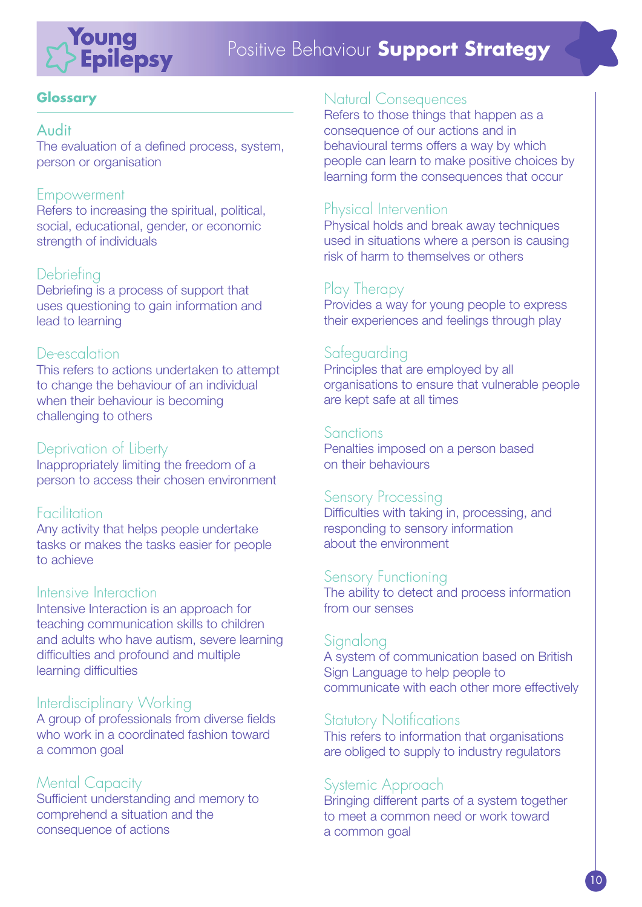## Glossary

### Audit
The evaluation of a defined process, system, person or organisation

### Empowerment
Refers to increasing the spiritual, political, social, educational, gender, or economic strength of individuals

### Debriefing
Debriefing is a process of support that uses questioning to gain information and lead to learning

### De-escalation
This refers to actions undertaken to attempt to change the behaviour of an individual when their behaviour is becoming challenging to others

### Deprivation of Liberty
Inappropriately limiting the freedom of a person to access their chosen environment

### Facilitation
Any activity that helps people undertake tasks or makes the tasks easier for people to achieve

### Intensive Interaction
Intensive Interaction is an approach for teaching communication skills to children and adults who have autism, severe learning difficulties and profound and multiple learning difficulties

### Interdisciplinary Working
A group of professionals from diverse fields who work in a coordinated fashion toward a common goal

### Mental Capacity
Sufficient understanding and memory to comprehend a situation and the consequence of actions

### Natural Consequences
Refers to those things that happen as a consequence of our actions and in behavioural terms offers a way by which people can learn to make positive choices by learning form the consequences that occur

### Physical Intervention
Physical holds and break away techniques used in situations where a person is causing risk of harm to themselves or others

### Play Therapy
Provides a way for young people to express their experiences and feelings through play

### Safeguarding
Principles that are employed by all organisations to ensure that vulnerable people are kept safe at all times

### Sanctions
Penalties imposed on a person based on their behaviours

### Sensory Processing
Difficulties with taking in, processing, and responding to sensory information about the environment

### Sensory Functioning
The ability to detect and process information from our senses

### Signalong
A system of communication based on British Sign Language to help people to communicate with each other more effectively

### Statutory Notifications
This refers to information that organisations are obliged to supply to industry regulators

### Systemic Approach
Bringing different parts of a system together to meet a common need or work toward a common goal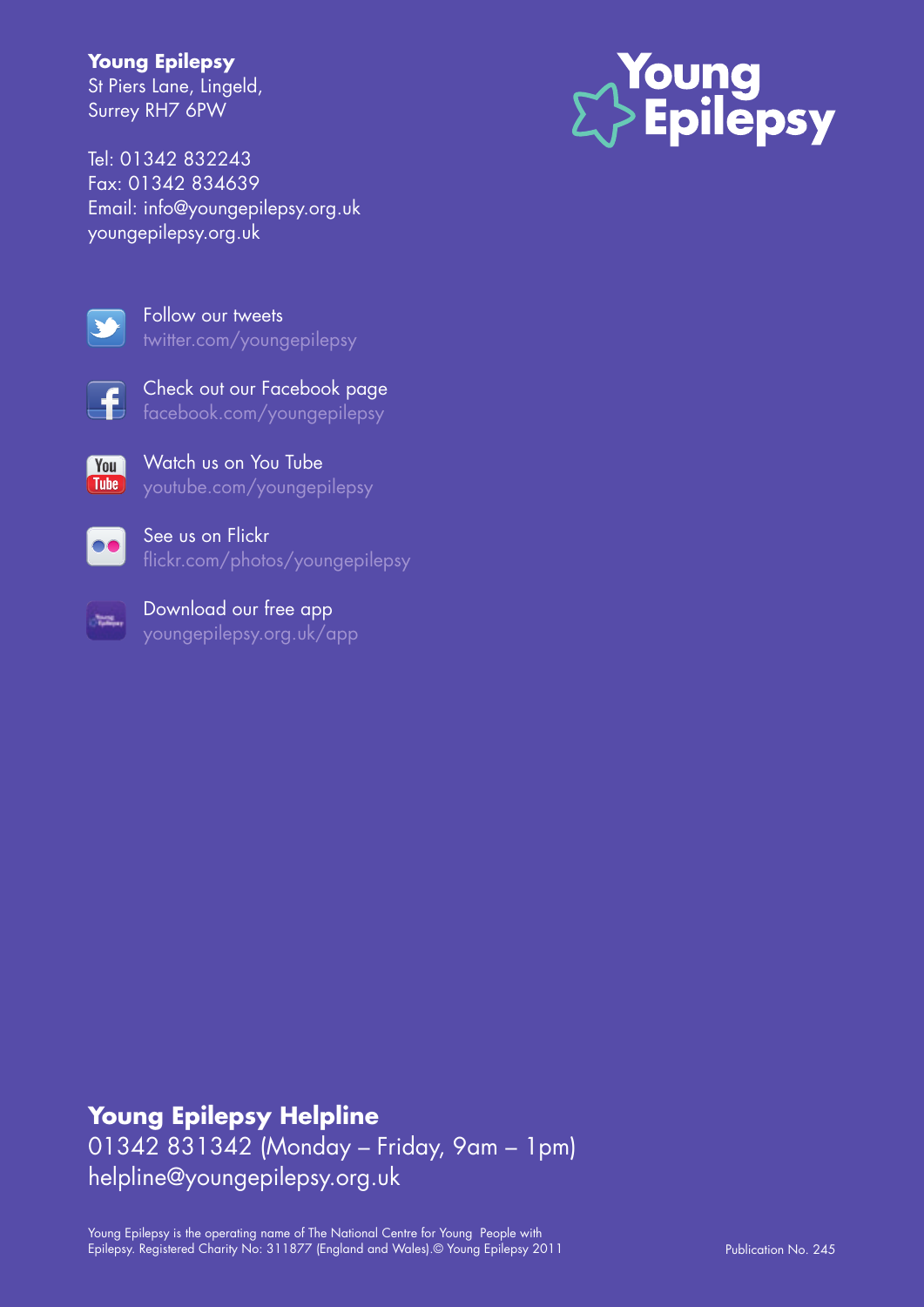**Young Epilepsy**
St Piers Lane, Lingeld,
Surrey RH7 6PW

Tel: 01342 832243
Fax: 01342 834639
Email: info@youngepilepsy.org.uk
youngepilepsy.org.uk

Follow our tweets
twitter.com/youngepilepsy

Check out our Facebook page
facebook.com/youngepilepsy

Watch us on You Tube
youtube.com/youngepilepsy

See us on Flickr
flickr.com/photos/youngepilepsy

Download our free app
youngepilepsy.org.uk/app

## Young Epilepsy Helpline

01342 831342 (Monday – Friday, 9am – 1pm)
helpline@youngepilepsy.org.uk

Young Epilepsy is the operating name of The National Centre for Young People with Epilepsy. Registered Charity No: 311877 (England and Wales).© Young Epilepsy 2011

Publication No. 245